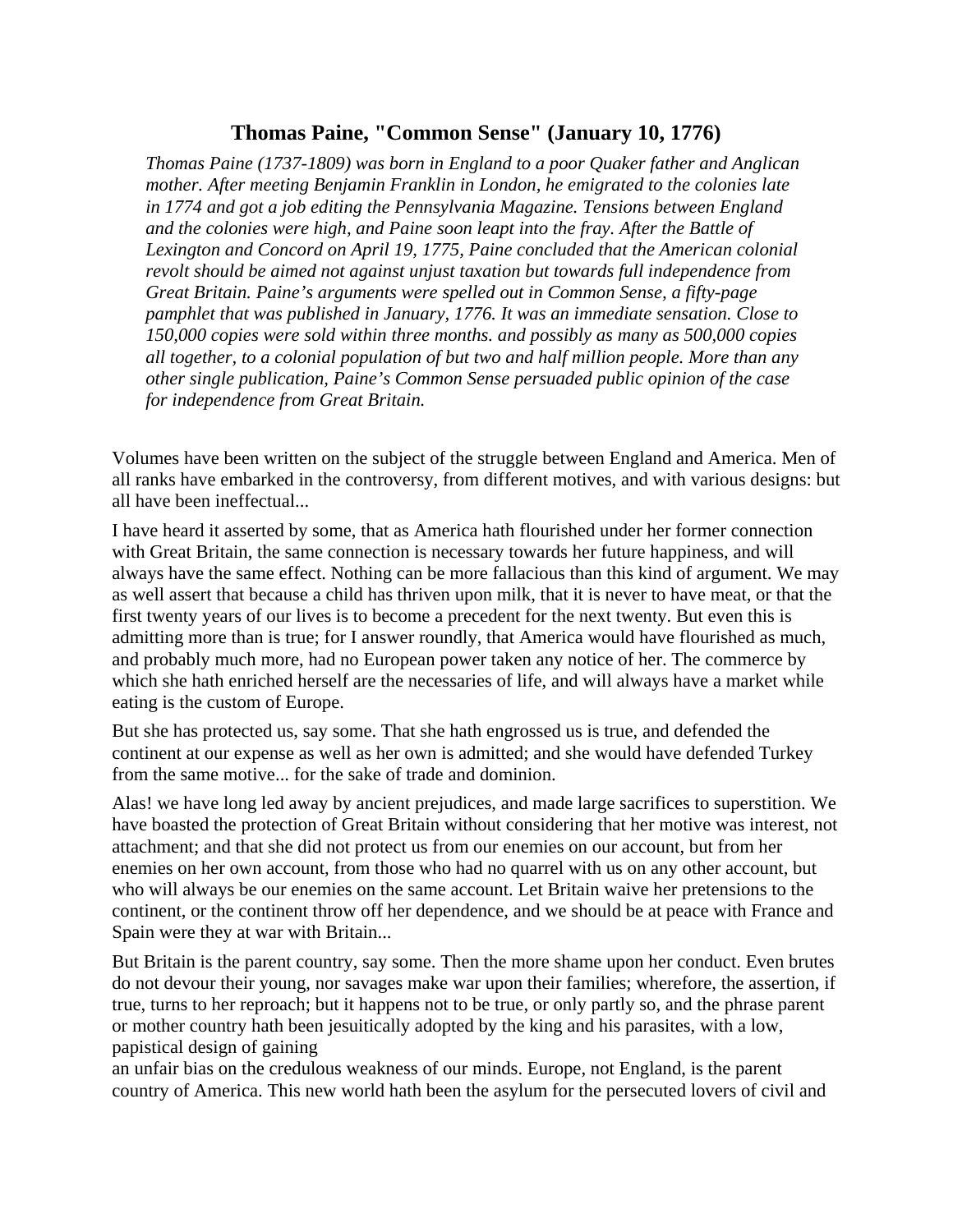# Thomas Paine, "Common Sense" (January 10, 1776)

*Thomas Paine (1737-1809) was born in England to a poor Quaker father and Anglican mother. After meeting Benjamin Franklin in London, he emigrated to the colonies late in 1774 and got a job editing the Pennsylvania Magazine. Tensions between England and the colonies were high, and Paine soon leapt into the fray. After the Battle of Lexington and Concord on April 19, 1775, Paine concluded that the American colonial revolt should be aimed not against unjust taxation but towards full independence from Great Britain. Paine's arguments were spelled out in Common Sense, a fifty-page pamphlet that was published in January, 1776. It was an immediate sensation. Close to 150,000 copies were sold within three months. and possibly as many as 500,000 copies all together, to a colonial population of but two and half million people. More than any other single publication, Paine's Common Sense persuaded public opinion of the case for independence from Great Britain.*

Volumes have been written on the subject of the struggle between England and America. Men of all ranks have embarked in the controversy, from different motives, and with various designs: but all have been ineffectual...

I have heard it asserted by some, that as America hath flourished under her former connection with Great Britain, the same connection is necessary towards her future happiness, and will always have the same effect. Nothing can be more fallacious than this kind of argument. We may as well assert that because a child has thriven upon milk, that it is never to have meat, or that the first twenty years of our lives is to become a precedent for the next twenty. But even this is admitting more than is true; for I answer roundly, that America would have flourished as much, and probably much more, had no European power taken any notice of her. The commerce by which she hath enriched herself are the necessaries of life, and will always have a market while eating is the custom of Europe.

But she has protected us, say some. That she hath engrossed us is true, and defended the continent at our expense as well as her own is admitted; and she would have defended Turkey from the same motive... for the sake of trade and dominion.

Alas! we have long led away by ancient prejudices, and made large sacrifices to superstition. We have boasted the protection of Great Britain without considering that her motive was interest, not attachment; and that she did not protect us from our enemies on our account, but from her enemies on her own account, from those who had no quarrel with us on any other account, but who will always be our enemies on the same account. Let Britain waive her pretensions to the continent, or the continent throw off her dependence, and we should be at peace with France and Spain were they at war with Britain...

But Britain is the parent country, say some. Then the more shame upon her conduct. Even brutes do not devour their young, nor savages make war upon their families; wherefore, the assertion, if true, turns to her reproach; but it happens not to be true, or only partly so, and the phrase parent or mother country hath been jesuitically adopted by the king and his parasites, with a low, papistical design of gaining an unfair bias on the credulous weakness of our minds. Europe, not England, is the parent country of America. This new world hath been the asylum for the persecuted lovers of civil and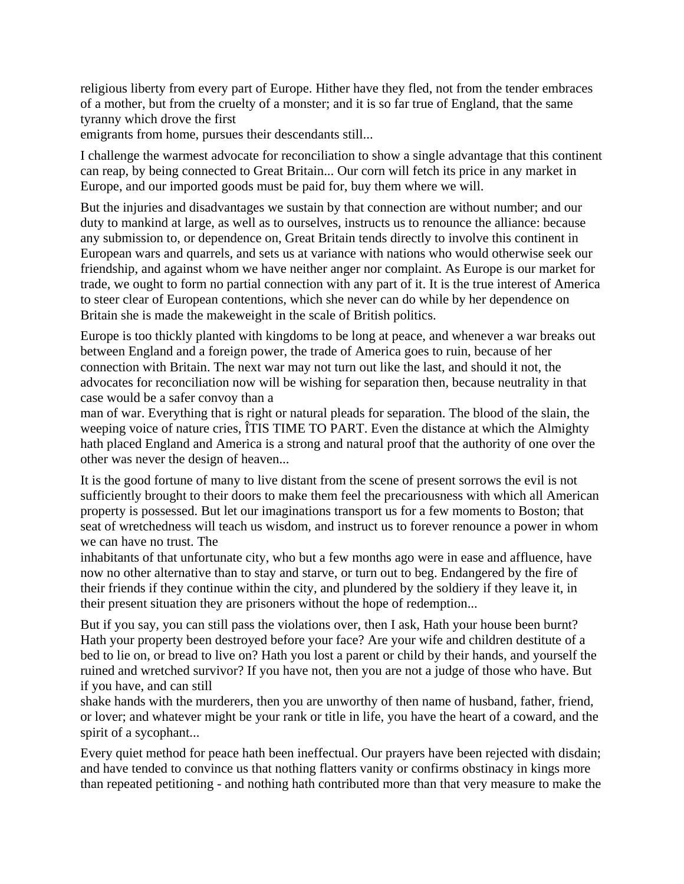religious liberty from every part of Europe. Hither have they fled, not from the tender embraces of a mother, but from the cruelty of a monster; and it is so far true of England, that the same tyranny which drove the first emigrants from home, pursues their descendants still...

I challenge the warmest advocate for reconciliation to show a single advantage that this continent can reap, by being connected to Great Britain... Our corn will fetch its price in any market in Europe, and our imported goods must be paid for, buy them where we will.

But the injuries and disadvantages we sustain by that connection are without number; and our duty to mankind at large, as well as to ourselves, instructs us to renounce the alliance: because any submission to, or dependence on, Great Britain tends directly to involve this continent in European wars and quarrels, and sets us at variance with nations who would otherwise seek our friendship, and against whom we have neither anger nor complaint. As Europe is our market for trade, we ought to form no partial connection with any part of it. It is the true interest of America to steer clear of European contentions, which she never can do while by her dependence on Britain she is made the makeweight in the scale of British politics.

Europe is too thickly planted with kingdoms to be long at peace, and whenever a war breaks out between England and a foreign power, the trade of America goes to ruin, because of her connection with Britain. The next war may not turn out like the last, and should it not, the advocates for reconciliation now will be wishing for separation then, because neutrality in that case would be a safer convoy than a man of war. Everything that is right or natural pleads for separation. The blood of the slain, the weeping voice of nature cries, ÎTIS TIME TO PART. Even the distance at which the Almighty hath placed England and America is a strong and natural proof that the authority of one over the other was never the design of heaven...

It is the good fortune of many to live distant from the scene of present sorrows the evil is not sufficiently brought to their doors to make them feel the precariousness with which all American property is possessed. But let our imaginations transport us for a few moments to Boston; that seat of wretchedness will teach us wisdom, and instruct us to forever renounce a power in whom we can have no trust. The inhabitants of that unfortunate city, who but a few months ago were in ease and affluence, have now no other alternative than to stay and starve, or turn out to beg. Endangered by the fire of their friends if they continue within the city, and plundered by the soldiery if they leave it, in their present situation they are prisoners without the hope of redemption...

But if you say, you can still pass the violations over, then I ask, Hath your house been burnt? Hath your property been destroyed before your face? Are your wife and children destitute of a bed to lie on, or bread to live on? Hath you lost a parent or child by their hands, and yourself the ruined and wretched survivor? If you have not, then you are not a judge of those who have. But if you have, and can still shake hands with the murderers, then you are unworthy of then name of husband, father, friend, or lover; and whatever might be your rank or title in life, you have the heart of a coward, and the spirit of a sycophant...

Every quiet method for peace hath been ineffectual. Our prayers have been rejected with disdain; and have tended to convince us that nothing flatters vanity or confirms obstinacy in kings more than repeated petitioning - and nothing hath contributed more than that very measure to make the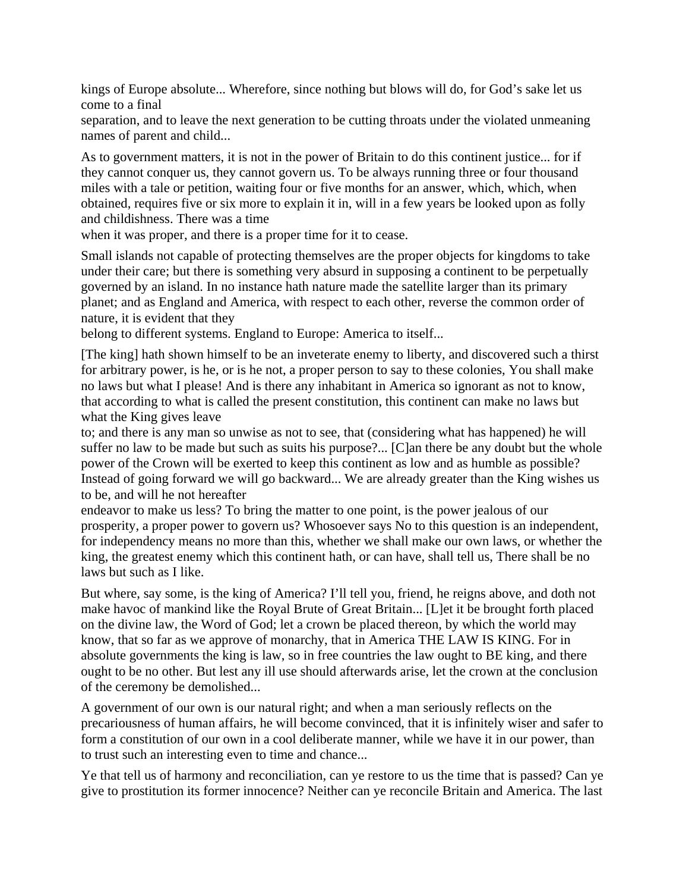kings of Europe absolute... Wherefore, since nothing but blows will do, for God's sake let us come to a final separation, and to leave the next generation to be cutting throats under the violated unmeaning names of parent and child...

As to government matters, it is not in the power of Britain to do this continent justice... for if they cannot conquer us, they cannot govern us. To be always running three or four thousand miles with a tale or petition, waiting four or five months for an answer, which, which, when obtained, requires five or six more to explain it in, will in a few years be looked upon as folly and childishness. There was a time when it was proper, and there is a proper time for it to cease.

Small islands not capable of protecting themselves are the proper objects for kingdoms to take under their care; but there is something very absurd in supposing a continent to be perpetually governed by an island. In no instance hath nature made the satellite larger than its primary planet; and as England and America, with respect to each other, reverse the common order of nature, it is evident that they belong to different systems. England to Europe: America to itself...

[The king] hath shown himself to be an inveterate enemy to liberty, and discovered such a thirst for arbitrary power, is he, or is he not, a proper person to say to these colonies, You shall make no laws but what I please! And is there any inhabitant in America so ignorant as not to know, that according to what is called the present constitution, this continent can make no laws but what the King gives leave to; and there is any man so unwise as not to see, that (considering what has happened) he will suffer no law to be made but such as suits his purpose?... [C]an there be any doubt but the whole power of the Crown will be exerted to keep this continent as low and as humble as possible? Instead of going forward we will go backward... We are already greater than the King wishes us to be, and will he not hereafter endeavor to make us less? To bring the matter to one point, is the power jealous of our prosperity, a proper power to govern us? Whosoever says No to this question is an independent, for independency means no more than this, whether we shall make our own laws, or whether the king, the greatest enemy which this continent hath, or can have, shall tell us, There shall be no laws but such as I like.

But where, say some, is the king of America? I'll tell you, friend, he reigns above, and doth not make havoc of mankind like the Royal Brute of Great Britain... [L]et it be brought forth placed on the divine law, the Word of God; let a crown be placed thereon, by which the world may know, that so far as we approve of monarchy, that in America THE LAW IS KING. For in absolute governments the king is law, so in free countries the law ought to BE king, and there ought to be no other. But lest any ill use should afterwards arise, let the crown at the conclusion of the ceremony be demolished...

A government of our own is our natural right; and when a man seriously reflects on the precariousness of human affairs, he will become convinced, that it is infinitely wiser and safer to form a constitution of our own in a cool deliberate manner, while we have it in our power, than to trust such an interesting even to time and chance...

Ye that tell us of harmony and reconciliation, can ye restore to us the time that is passed? Can ye give to prostitution its former innocence? Neither can ye reconcile Britain and America. The last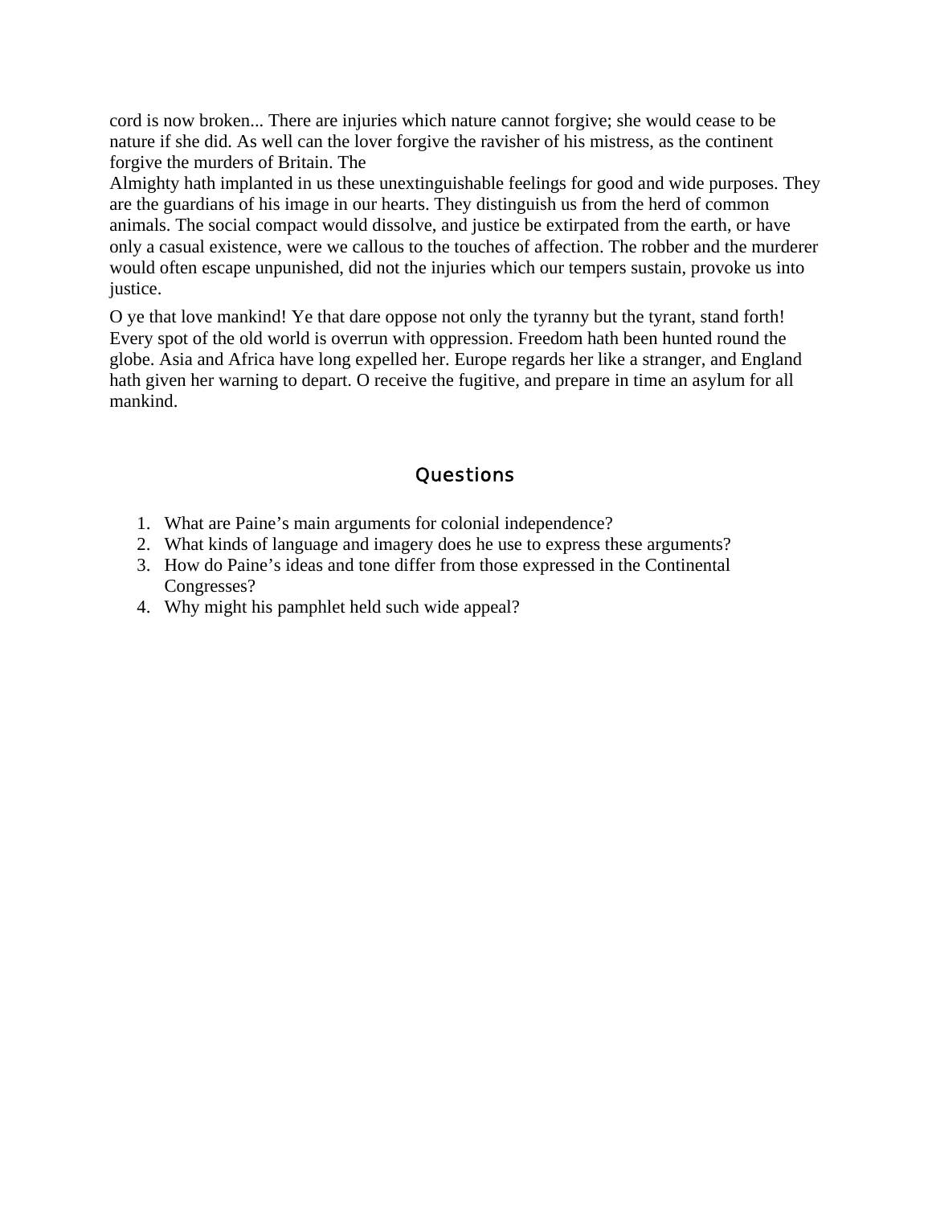cord is now broken... There are injuries which nature cannot forgive; she would cease to be nature if she did. As well can the lover forgive the ravisher of his mistress, as the continent forgive the murders of Britain. The
Almighty hath implanted in us these unextinguishable feelings for good and wide purposes. They are the guardians of his image in our hearts. They distinguish us from the herd of common animals. The social compact would dissolve, and justice be extirpated from the earth, or have only a casual existence, were we callous to the touches of affection. The robber and the murderer would often escape unpunished, did not the injuries which our tempers sustain, provoke us into justice.

O ye that love mankind! Ye that dare oppose not only the tyranny but the tyrant, stand forth! Every spot of the old world is overrun with oppression. Freedom hath been hunted round the globe. Asia and Africa have long expelled her. Europe regards her like a stranger, and England hath given her warning to depart. O receive the fugitive, and prepare in time an asylum for all mankind.

## Questions

1. What are Paine's main arguments for colonial independence?
2. What kinds of language and imagery does he use to express these arguments?
3. How do Paine's ideas and tone differ from those expressed in the Continental Congresses?
4. Why might his pamphlet held such wide appeal?